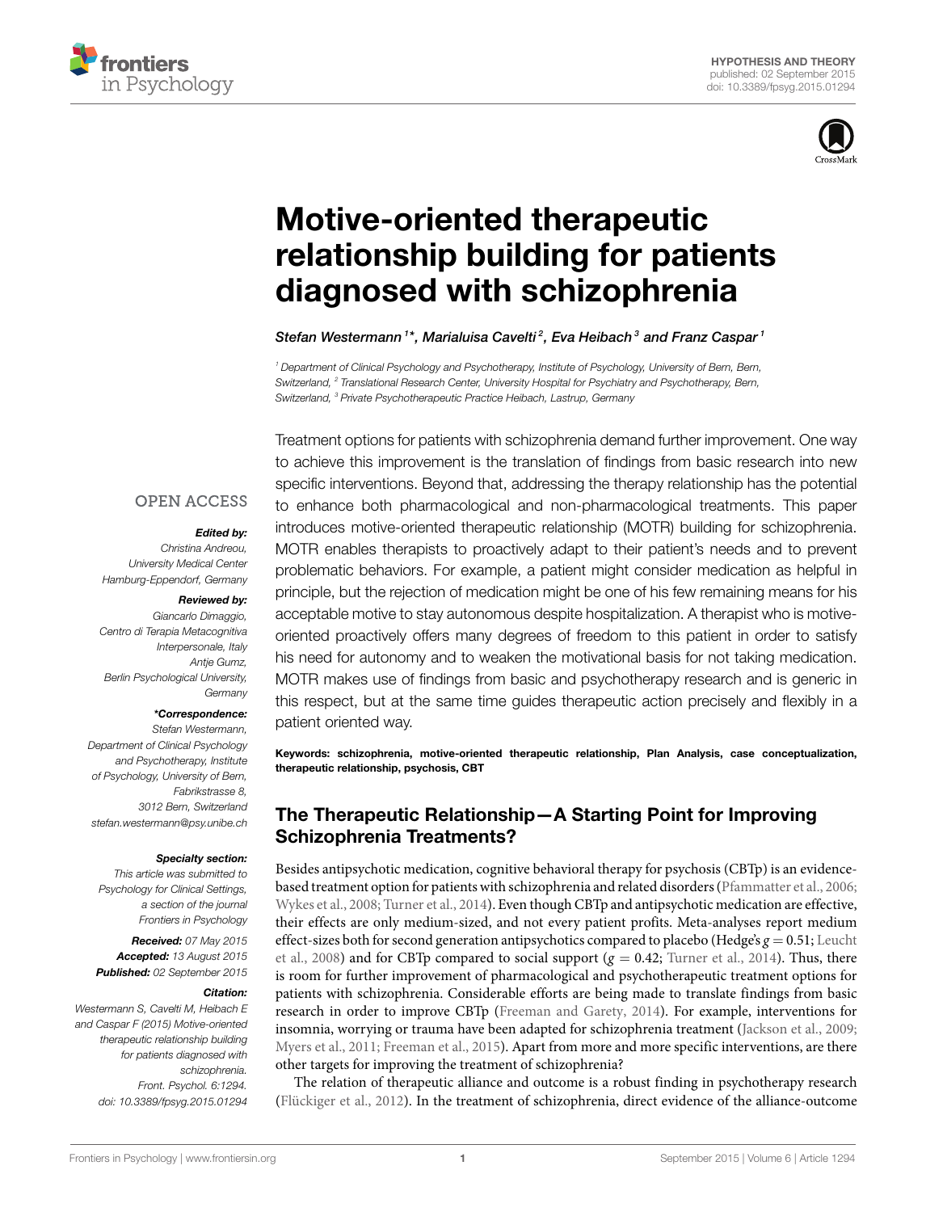HYPOTHESIS AND THEORY
published: 02 September 2015
doi: 10.3389/fpsyg.2015.01294

# Motive-oriented therapeutic relationship building for patients diagnosed with schizophrenia

*Stefan Westermann[1]\*, Marialuisa Cavelti[2], Eva Heibach[3] and Franz Caspar[1]*

[1] Department of Clinical Psychology and Psychotherapy, Institute of Psychology, University of Bern, Bern, Switzerland, [2] Translational Research Center, University Hospital for Psychiatry and Psychotherapy, Bern, Switzerland, [3] Private Psychotherapeutic Practice Heibach, Lastrup, Germany

OPEN ACCESS

***Edited by:***
*Christina Andreou, University Medical Center Hamburg-Eppendorf, Germany*

***Reviewed by:***
*Giancarlo Dimaggio, Centro di Terapia Metacognitiva Interpersonale, Italy*
*Antje Gumz, Berlin Psychological University, Germany*

***\*Correspondence:***
*Stefan Westermann, Department of Clinical Psychology and Psychotherapy, Institute of Psychology, University of Bern, Fabrikstrasse 8, 3012 Bern, Switzerland stefan.westermann@psy.unibe.ch*

***Specialty section:***
*This article was submitted to Psychology for Clinical Settings, a section of the journal Frontiers in Psychology*

***Received:*** *07 May 2015*
***Accepted:*** *13 August 2015*
***Published:*** *02 September 2015*

***Citation:***
*Westermann S, Cavelti M, Heibach E and Caspar F (2015) Motive-oriented therapeutic relationship building for patients diagnosed with schizophrenia. Front. Psychol. 6:1294. doi: 10.3389/fpsyg.2015.01294*

Treatment options for patients with schizophrenia demand further improvement. One way to achieve this improvement is the translation of findings from basic research into new specific interventions. Beyond that, addressing the therapy relationship has the potential to enhance both pharmacological and non-pharmacological treatments. This paper introduces motive-oriented therapeutic relationship (MOTR) building for schizophrenia. MOTR enables therapists to proactively adapt to their patient's needs and to prevent problematic behaviors. For example, a patient might consider medication as helpful in principle, but the rejection of medication might be one of his few remaining means for his acceptable motive to stay autonomous despite hospitalization. A therapist who is motive-oriented proactively offers many degrees of freedom to this patient in order to satisfy his need for autonomy and to weaken the motivational basis for not taking medication. MOTR makes use of findings from basic and psychotherapy research and is generic in this respect, but at the same time guides therapeutic action precisely and flexibly in a patient oriented way.

**Keywords: schizophrenia, motive-oriented therapeutic relationship, Plan Analysis, case conceptualization, therapeutic relationship, psychosis, CBT**

## The Therapeutic Relationship—A Starting Point for Improving Schizophrenia Treatments?

Besides antipsychotic medication, cognitive behavioral therapy for psychosis (CBTp) is an evidence-based treatment option for patients with schizophrenia and related disorders (Pfammatter et al., 2006; Wykes et al., 2008; Turner et al., 2014). Even though CBTp and antipsychotic medication are effective, their effects are only medium-sized, and not every patient profits. Meta-analyses report medium effect-sizes both for second generation antipsychotics compared to placebo (Hedge's $g = 0.51$; Leucht et al., 2008) and for CBTp compared to social support ($g = 0.42$; Turner et al., 2014). Thus, there is room for further improvement of pharmacological and psychotherapeutic treatment options for patients with schizophrenia. Considerable efforts are being made to translate findings from basic research in order to improve CBTp (Freeman and Garety, 2014). For example, interventions for insomnia, worrying or trauma have been adapted for schizophrenia treatment (Jackson et al., 2009; Myers et al., 2011; Freeman et al., 2015). Apart from more and more specific interventions, are there other targets for improving the treatment of schizophrenia?

The relation of therapeutic alliance and outcome is a robust finding in psychotherapy research (Flückiger et al., 2012). In the treatment of schizophrenia, direct evidence of the alliance-outcome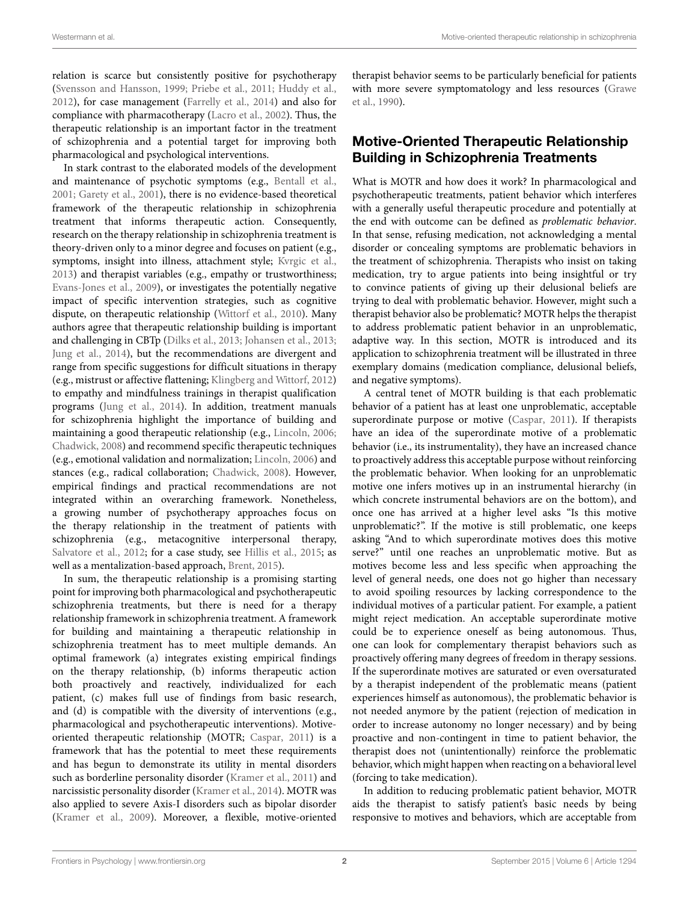relation is scarce but consistently positive for psychotherapy (Svensson and Hansson, 1999; Priebe et al., 2011; Huddy et al., 2012), for case management (Farrelly et al., 2014) and also for compliance with pharmacotherapy (Lacro et al., 2002). Thus, the therapeutic relationship is an important factor in the treatment of schizophrenia and a potential target for improving both pharmacological and psychological interventions.

In stark contrast to the elaborated models of the development and maintenance of psychotic symptoms (e.g., Bentall et al., 2001; Garety et al., 2001), there is no evidence-based theoretical framework of the therapeutic relationship in schizophrenia treatment that informs therapeutic action. Consequently, research on the therapy relationship in schizophrenia treatment is theory-driven only to a minor degree and focuses on patient (e.g., symptoms, insight into illness, attachment style; Kvrgic et al., 2013) and therapist variables (e.g., empathy or trustworthiness; Evans-Jones et al., 2009), or investigates the potentially negative impact of specific intervention strategies, such as cognitive dispute, on therapeutic relationship (Wittorf et al., 2010). Many authors agree that therapeutic relationship building is important and challenging in CBTp (Dilks et al., 2013; Johansen et al., 2013; Jung et al., 2014), but the recommendations are divergent and range from specific suggestions for difficult situations in therapy (e.g., mistrust or affective flattening; Klingberg and Wittorf, 2012) to empathy and mindfulness trainings in therapist qualification programs (Jung et al., 2014). In addition, treatment manuals for schizophrenia highlight the importance of building and maintaining a good therapeutic relationship (e.g., Lincoln, 2006; Chadwick, 2008) and recommend specific therapeutic techniques (e.g., emotional validation and normalization; Lincoln, 2006) and stances (e.g., radical collaboration; Chadwick, 2008). However, empirical findings and practical recommendations are not integrated within an overarching framework. Nonetheless, a growing number of psychotherapy approaches focus on the therapy relationship in the treatment of patients with schizophrenia (e.g., metacognitive interpersonal therapy, Salvatore et al., 2012; for a case study, see Hillis et al., 2015; as well as a mentalization-based approach, Brent, 2015).

In sum, the therapeutic relationship is a promising starting point for improving both pharmacological and psychotherapeutic schizophrenia treatments, but there is need for a therapy relationship framework in schizophrenia treatment. A framework for building and maintaining a therapeutic relationship in schizophrenia treatment has to meet multiple demands. An optimal framework (a) integrates existing empirical findings on the therapy relationship, (b) informs therapeutic action both proactively and reactively, individualized for each patient, (c) makes full use of findings from basic research, and (d) is compatible with the diversity of interventions (e.g., pharmacological and psychotherapeutic interventions). Motive-oriented therapeutic relationship (MOTR; Caspar, 2011) is a framework that has the potential to meet these requirements and has begun to demonstrate its utility in mental disorders such as borderline personality disorder (Kramer et al., 2011) and narcissistic personality disorder (Kramer et al., 2014). MOTR was also applied to severe Axis-I disorders such as bipolar disorder (Kramer et al., 2009). Moreover, a flexible, motive-oriented therapist behavior seems to be particularly beneficial for patients with more severe symptomatology and less resources (Grawe et al., 1990).

## Motive-Oriented Therapeutic Relationship Building in Schizophrenia Treatments

What is MOTR and how does it work? In pharmacological and psychotherapeutic treatments, patient behavior which interferes with a generally useful therapeutic procedure and potentially at the end with outcome can be defined as *problematic behavior*. In that sense, refusing medication, not acknowledging a mental disorder or concealing symptoms are problematic behaviors in the treatment of schizophrenia. Therapists who insist on taking medication, try to argue patients into being insightful or try to convince patients of giving up their delusional beliefs are trying to deal with problematic behavior. However, might such a therapist behavior also be problematic? MOTR helps the therapist to address problematic patient behavior in an unproblematic, adaptive way. In this section, MOTR is introduced and its application to schizophrenia treatment will be illustrated in three exemplary domains (medication compliance, delusional beliefs, and negative symptoms).

A central tenet of MOTR building is that each problematic behavior of a patient has at least one unproblematic, acceptable superordinate purpose or motive (Caspar, 2011). If therapists have an idea of the superordinate motive of a problematic behavior (i.e., its instrumentality), they have an increased chance to proactively address this acceptable purpose without reinforcing the problematic behavior. When looking for an unproblematic motive one infers motives up in an instrumental hierarchy (in which concrete instrumental behaviors are on the bottom), and once one has arrived at a higher level asks "Is this motive unproblematic?". If the motive is still problematic, one keeps asking "And to which superordinate motives does this motive serve?" until one reaches an unproblematic motive. But as motives become less and less specific when approaching the level of general needs, one does not go higher than necessary to avoid spoiling resources by lacking correspondence to the individual motives of a particular patient. For example, a patient might reject medication. An acceptable superordinate motive could be to experience oneself as being autonomous. Thus, one can look for complementary therapist behaviors such as proactively offering many degrees of freedom in therapy sessions. If the superordinate motives are saturated or even oversaturated by a therapist independent of the problematic means (patient experiences himself as autonomous), the problematic behavior is not needed anymore by the patient (rejection of medication in order to increase autonomy no longer necessary) and by being proactive and non-contingent in time to patient behavior, the therapist does not (unintentionally) reinforce the problematic behavior, which might happen when reacting on a behavioral level (forcing to take medication).

In addition to reducing problematic patient behavior, MOTR aids the therapist to satisfy patient's basic needs by being responsive to motives and behaviors, which are acceptable from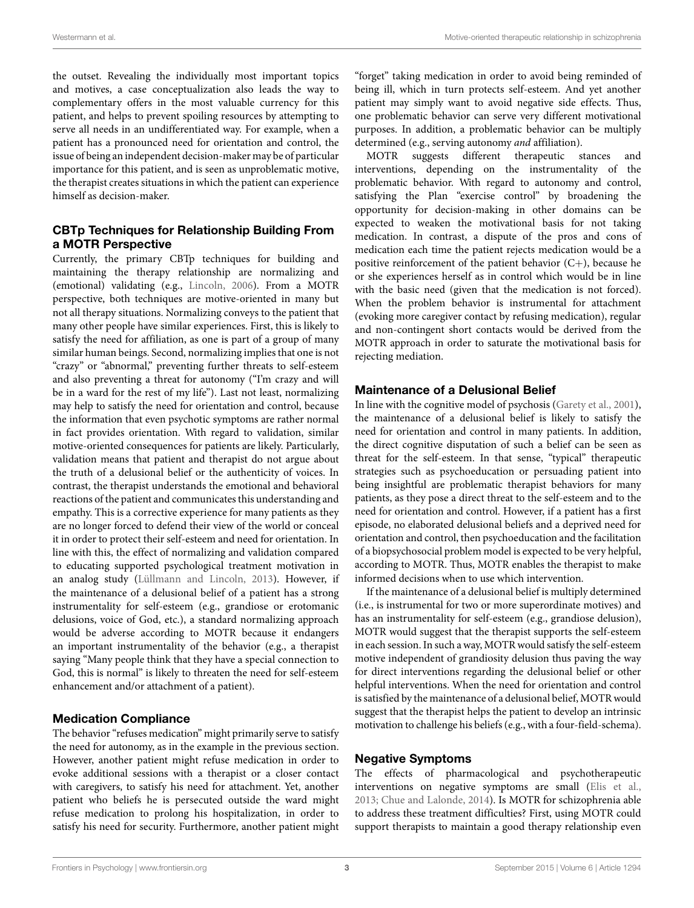the outset. Revealing the individually most important topics and motives, a case conceptualization also leads the way to complementary offers in the most valuable currency for this patient, and helps to prevent spoiling resources by attempting to serve all needs in an undifferentiated way. For example, when a patient has a pronounced need for orientation and control, the issue of being an independent decision-maker may be of particular importance for this patient, and is seen as unproblematic motive, the therapist creates situations in which the patient can experience himself as decision-maker.

## CBTp Techniques for Relationship Building From a MOTR Perspective

Currently, the primary CBTp techniques for building and maintaining the therapy relationship are normalizing and (emotional) validating (e.g., Lincoln, 2006). From a MOTR perspective, both techniques are motive-oriented in many but not all therapy situations. Normalizing conveys to the patient that many other people have similar experiences. First, this is likely to satisfy the need for affiliation, as one is part of a group of many similar human beings. Second, normalizing implies that one is not "crazy" or "abnormal," preventing further threats to self-esteem and also preventing a threat for autonomy ("I'm crazy and will be in a ward for the rest of my life"). Last not least, normalizing may help to satisfy the need for orientation and control, because the information that even psychotic symptoms are rather normal in fact provides orientation. With regard to validation, similar motive-oriented consequences for patients are likely. Particularly, validation means that patient and therapist do not argue about the truth of a delusional belief or the authenticity of voices. In contrast, the therapist understands the emotional and behavioral reactions of the patient and communicates this understanding and empathy. This is a corrective experience for many patients as they are no longer forced to defend their view of the world or conceal it in order to protect their self-esteem and need for orientation. In line with this, the effect of normalizing and validation compared to educating supported psychological treatment motivation in an analog study (Lüllmann and Lincoln, 2013). However, if the maintenance of a delusional belief of a patient has a strong instrumentality for self-esteem (e.g., grandiose or erotomanic delusions, voice of God, etc.), a standard normalizing approach would be adverse according to MOTR because it endangers an important instrumentality of the behavior (e.g., a therapist saying "Many people think that they have a special connection to God, this is normal" is likely to threaten the need for self-esteem enhancement and/or attachment of a patient).

## Medication Compliance

The behavior "refuses medication" might primarily serve to satisfy the need for autonomy, as in the example in the previous section. However, another patient might refuse medication in order to evoke additional sessions with a therapist or a closer contact with caregivers, to satisfy his need for attachment. Yet, another patient who beliefs he is persecuted outside the ward might refuse medication to prolong his hospitalization, in order to satisfy his need for security. Furthermore, another patient might "forget" taking medication in order to avoid being reminded of being ill, which in turn protects self-esteem. And yet another patient may simply want to avoid negative side effects. Thus, one problematic behavior can serve very different motivational purposes. In addition, a problematic behavior can be multiply determined (e.g., serving autonomy *and* affiliation).

MOTR suggests different therapeutic stances and interventions, depending on the instrumentality of the problematic behavior. With regard to autonomy and control, satisfying the Plan "exercise control" by broadening the opportunity for decision-making in other domains can be expected to weaken the motivational basis for not taking medication. In contrast, a dispute of the pros and cons of medication each time the patient rejects medication would be a positive reinforcement of the patient behavior (C+), because he or she experiences herself as in control which would be in line with the basic need (given that the medication is not forced). When the problem behavior is instrumental for attachment (evoking more caregiver contact by refusing medication), regular and non-contingent short contacts would be derived from the MOTR approach in order to saturate the motivational basis for rejecting mediation.

## Maintenance of a Delusional Belief

In line with the cognitive model of psychosis (Garety et al., 2001), the maintenance of a delusional belief is likely to satisfy the need for orientation and control in many patients. In addition, the direct cognitive disputation of such a belief can be seen as threat for the self-esteem. In that sense, "typical" therapeutic strategies such as psychoeducation or persuading patient into being insightful are problematic therapist behaviors for many patients, as they pose a direct threat to the self-esteem and to the need for orientation and control. However, if a patient has a first episode, no elaborated delusional beliefs and a deprived need for orientation and control, then psychoeducation and the facilitation of a biopsychosocial problem model is expected to be very helpful, according to MOTR. Thus, MOTR enables the therapist to make informed decisions when to use which intervention.

If the maintenance of a delusional belief is multiply determined (i.e., is instrumental for two or more superordinate motives) and has an instrumentality for self-esteem (e.g., grandiose delusion), MOTR would suggest that the therapist supports the self-esteem in each session. In such a way, MOTR would satisfy the self-esteem motive independent of grandiosity delusion thus paving the way for direct interventions regarding the delusional belief or other helpful interventions. When the need for orientation and control is satisfied by the maintenance of a delusional belief, MOTR would suggest that the therapist helps the patient to develop an intrinsic motivation to challenge his beliefs (e.g., with a four-field-schema).

## Negative Symptoms

The effects of pharmacological and psychotherapeutic interventions on negative symptoms are small (Elis et al., 2013; Chue and Lalonde, 2014). Is MOTR for schizophrenia able to address these treatment difficulties? First, using MOTR could support therapists to maintain a good therapy relationship even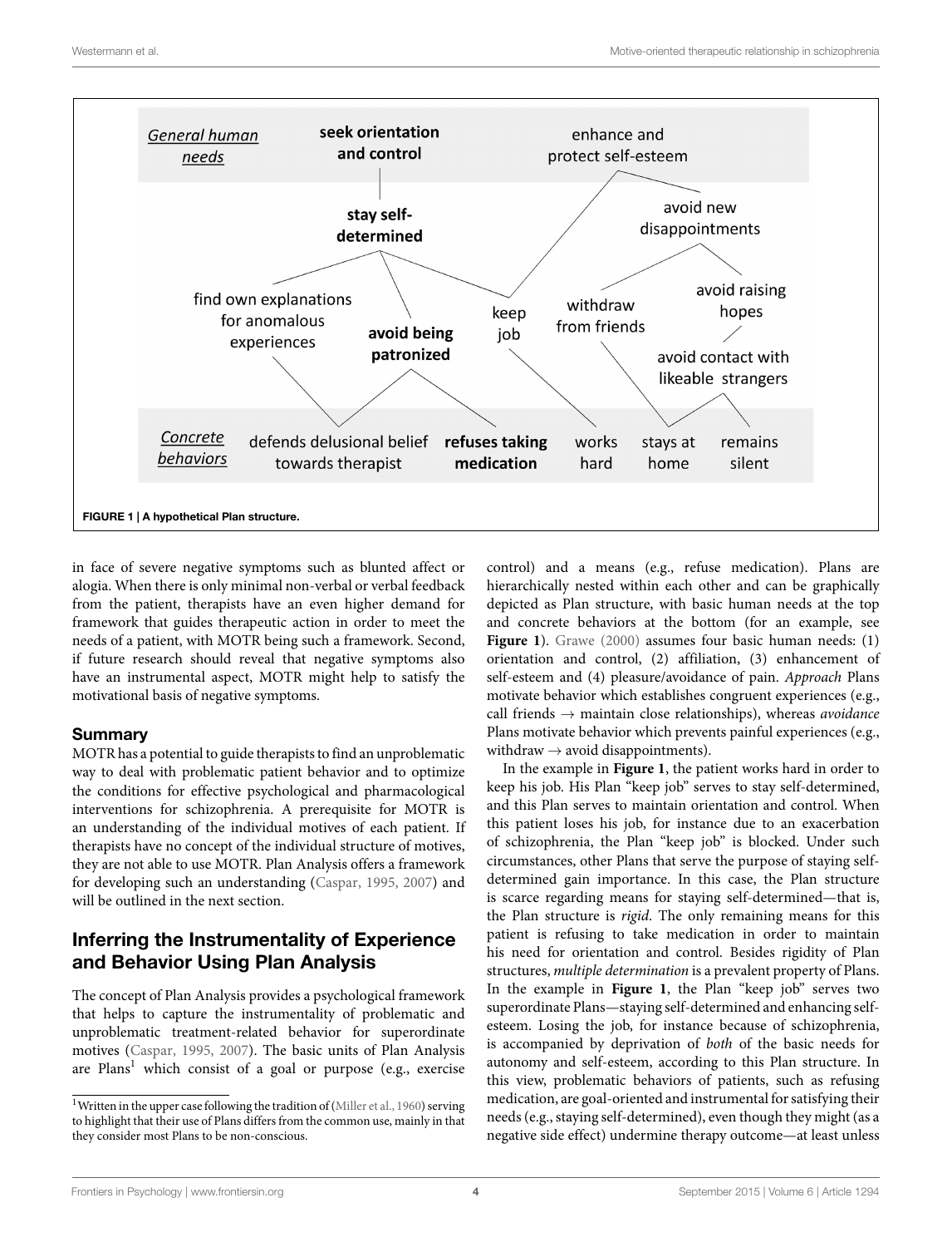FIGURE 1 | A hypothetical Plan structure.

in face of severe negative symptoms such as blunted affect or alogia. When there is only minimal non-verbal or verbal feedback from the patient, therapists have an even higher demand for framework that guides therapeutic action in order to meet the needs of a patient, with MOTR being such a framework. Second, if future research should reveal that negative symptoms also have an instrumental aspect, MOTR might help to satisfy the motivational basis of negative symptoms.

### Summary

MOTR has a potential to guide therapists to find an unproblematic way to deal with problematic patient behavior and to optimize the conditions for effective psychological and pharmacological interventions for schizophrenia. A prerequisite for MOTR is an understanding of the individual motives of each patient. If therapists have no concept of the individual structure of motives, they are not able to use MOTR. Plan Analysis offers a framework for developing such an understanding (Caspar, 1995, 2007) and will be outlined in the next section.

## Inferring the Instrumentality of Experience and Behavior Using Plan Analysis

The concept of Plan Analysis provides a psychological framework that helps to capture the instrumentality of problematic and unproblematic treatment-related behavior for superordinate motives (Caspar, 1995, 2007). The basic units of Plan Analysis are Plans[1] which consist of a goal or purpose (e.g., exercise control) and a means (e.g., refuse medication). Plans are hierarchically nested within each other and can be graphically depicted as Plan structure, with basic human needs at the top and concrete behaviors at the bottom (for an example, see **Figure 1**). Grawe (2000) assumes four basic human needs: (1) orientation and control, (2) affiliation, (3) enhancement of self-esteem and (4) pleasure/avoidance of pain. *Approach* Plans motivate behavior which establishes congruent experiences (e.g., call friends → maintain close relationships), whereas *avoidance* Plans motivate behavior which prevents painful experiences (e.g., withdraw → avoid disappointments).

In the example in **Figure 1**, the patient works hard in order to keep his job. His Plan "keep job" serves to stay self-determined, and this Plan serves to maintain orientation and control. When this patient loses his job, for instance due to an exacerbation of schizophrenia, the Plan "keep job" is blocked. Under such circumstances, other Plans that serve the purpose of staying self-determined gain importance. In this case, the Plan structure is scarce regarding means for staying self-determined—that is, the Plan structure is *rigid*. The only remaining means for this patient is refusing to take medication in order to maintain his need for orientation and control. Besides rigidity of Plan structures, *multiple determination* is a prevalent property of Plans. In the example in **Figure 1**, the Plan "keep job" serves two superordinate Plans—staying self-determined and enhancing self-esteem. Losing the job, for instance because of schizophrenia, is accompanied by deprivation of *both* of the basic needs for autonomy and self-esteem, according to this Plan structure. In this view, problematic behaviors of patients, such as refusing medication, are goal-oriented and instrumental for satisfying their needs (e.g., staying self-determined), even though they might (as a negative side effect) undermine therapy outcome—at least unless

[1] Written in the upper case following the tradition of (Miller et al., 1960) serving to highlight that their use of Plans differs from the common use, mainly in that they consider most Plans to be non-conscious.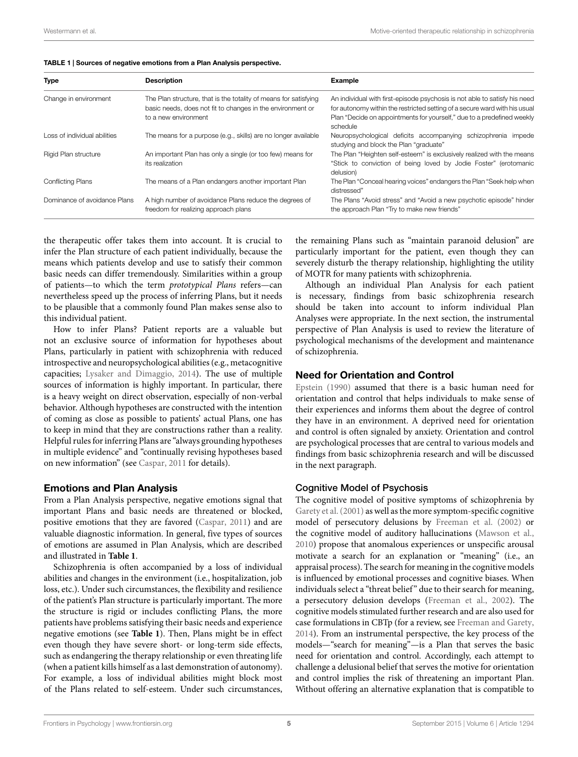**TABLE 1 | Sources of negative emotions from a Plan Analysis perspective.**

| Type | Description | Example |
|---|---|---|
| Change in environment | The Plan structure, that is the totality of means for satisfying basic needs, does not fit to changes in the environment or to a new environment | An individual with first-episode psychosis is not able to satisfy his need for autonomy within the restricted setting of a secure ward with his usual Plan "Decide on appointments for yourself," due to a predefined weekly schedule |
| Loss of individual abilities | The means for a purpose (e.g., skills) are no longer available | Neuropsychological deficits accompanying schizophrenia impede studying and block the Plan "graduate" |
| Rigid Plan structure | An important Plan has only a single (or too few) means for its realization | The Plan "Heighten self-esteem" is exclusively realized with the means "Stick to conviction of being loved by Jodie Foster" (erotomanic delusion) |
| Conflicting Plans | The means of a Plan endangers another important Plan | The Plan "Conceal hearing voices" endangers the Plan "Seek help when distressed" |
| Dominance of avoidance Plans | A high number of avoidance Plans reduce the degrees of freedom for realizing approach plans | The Plans "Avoid stress" and "Avoid a new psychotic episode" hinder the approach Plan "Try to make new friends" |

the therapeutic offer takes them into account. It is crucial to infer the Plan structure of each patient individually, because the means which patients develop and use to satisfy their common basic needs can differ tremendously. Similarities within a group of patients—to which the term *prototypical Plans* refers—can nevertheless speed up the process of inferring Plans, but it needs to be plausible that a commonly found Plan makes sense also to this individual patient.

How to infer Plans? Patient reports are a valuable but not an exclusive source of information for hypotheses about Plans, particularly in patient with schizophrenia with reduced introspective and neuropsychological abilities (e.g., metacognitive capacities; Lysaker and Dimaggio, 2014). The use of multiple sources of information is highly important. In particular, there is a heavy weight on direct observation, especially of non-verbal behavior. Although hypotheses are constructed with the intention of coming as close as possible to patients' actual Plans, one has to keep in mind that they are constructions rather than a reality. Helpful rules for inferring Plans are "always grounding hypotheses in multiple evidence" and "continually revising hypotheses based on new information" (see Caspar, 2011 for details).

## Emotions and Plan Analysis

From a Plan Analysis perspective, negative emotions signal that important Plans and basic needs are threatened or blocked, positive emotions that they are favored (Caspar, 2011) and are valuable diagnostic information. In general, five types of sources of emotions are assumed in Plan Analysis, which are described and illustrated in **Table 1**.

Schizophrenia is often accompanied by a loss of individual abilities and changes in the environment (i.e., hospitalization, job loss, etc.). Under such circumstances, the flexibility and resilience of the patient's Plan structure is particularly important. The more the structure is rigid or includes conflicting Plans, the more patients have problems satisfying their basic needs and experience negative emotions (see **Table 1**). Then, Plans might be in effect even though they have severe short- or long-term side effects, such as endangering the therapy relationship or even threating life (when a patient kills himself as a last demonstration of autonomy). For example, a loss of individual abilities might block most of the Plans related to self-esteem. Under such circumstances, the remaining Plans such as "maintain paranoid delusion" are particularly important for the patient, even though they can severely disturb the therapy relationship, highlighting the utility of MOTR for many patients with schizophrenia.

Although an individual Plan Analysis for each patient is necessary, findings from basic schizophrenia research should be taken into account to inform individual Plan Analyses were appropriate. In the next section, the instrumental perspective of Plan Analysis is used to review the literature of psychological mechanisms of the development and maintenance of schizophrenia.

## Need for Orientation and Control

Epstein (1990) assumed that there is a basic human need for orientation and control that helps individuals to make sense of their experiences and informs them about the degree of control they have in an environment. A deprived need for orientation and control is often signaled by anxiety. Orientation and control are psychological processes that are central to various models and findings from basic schizophrenia research and will be discussed in the next paragraph.

### Cognitive Model of Psychosis

The cognitive model of positive symptoms of schizophrenia by Garety et al. (2001) as well as the more symptom-specific cognitive model of persecutory delusions by Freeman et al. (2002) or the cognitive model of auditory hallucinations (Mawson et al., 2010) propose that anomalous experiences or unspecific arousal motivate a search for an explanation or "meaning" (i.e., an appraisal process). The search for meaning in the cognitive models is influenced by emotional processes and cognitive biases. When individuals select a "threat belief" due to their search for meaning, a persecutory delusion develops (Freeman et al., 2002). The cognitive models stimulated further research and are also used for case formulations in CBTp (for a review, see Freeman and Garety, 2014). From an instrumental perspective, the key process of the models—"search for meaning"—is a Plan that serves the basic need for orientation and control. Accordingly, each attempt to challenge a delusional belief that serves the motive for orientation and control implies the risk of threatening an important Plan. Without offering an alternative explanation that is compatible to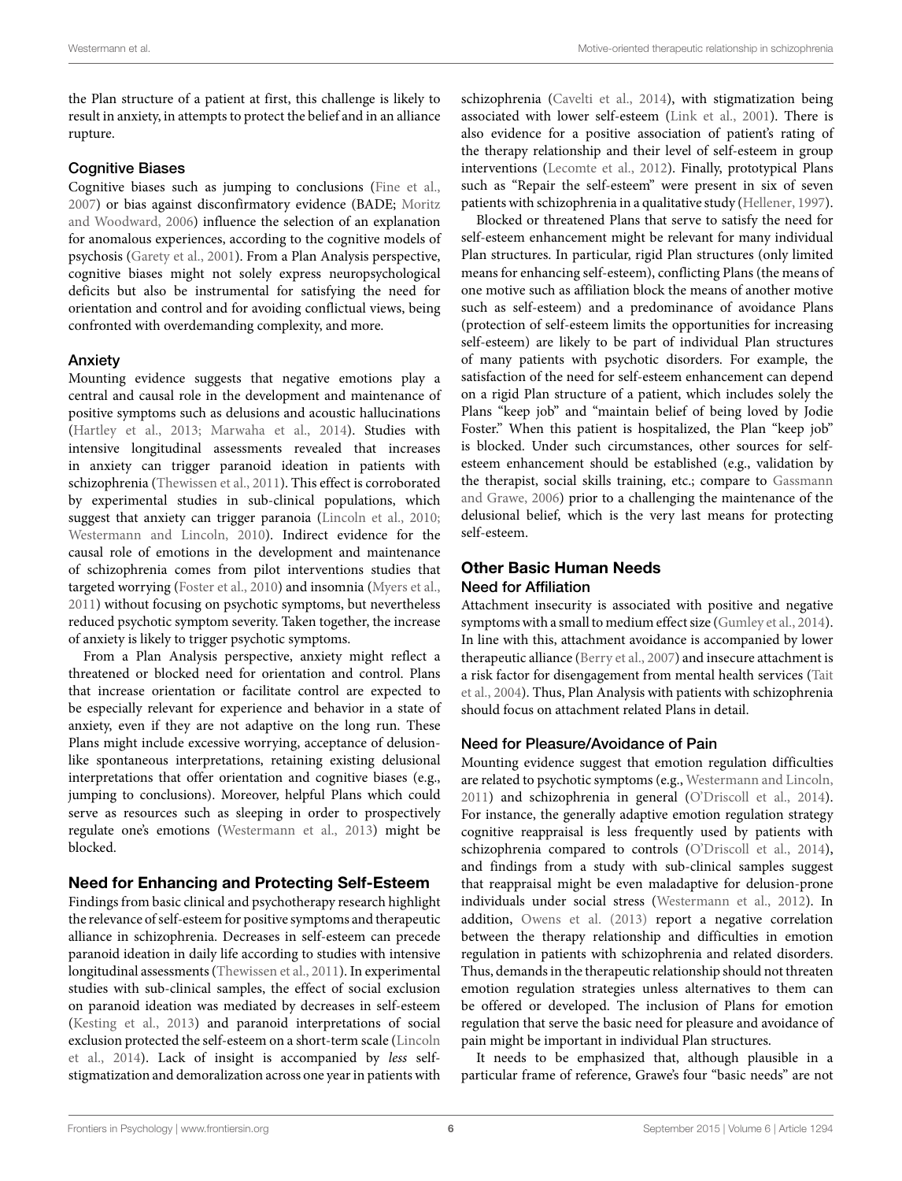the Plan structure of a patient at first, this challenge is likely to result in anxiety, in attempts to protect the belief and in an alliance rupture.

### Cognitive Biases

Cognitive biases such as jumping to conclusions (Fine et al., 2007) or bias against disconfirmatory evidence (BADE; Moritz and Woodward, 2006) influence the selection of an explanation for anomalous experiences, according to the cognitive models of psychosis (Garety et al., 2001). From a Plan Analysis perspective, cognitive biases might not solely express neuropsychological deficits but also be instrumental for satisfying the need for orientation and control and for avoiding conflictual views, being confronted with overdemanding complexity, and more.

### Anxiety

Mounting evidence suggests that negative emotions play a central and causal role in the development and maintenance of positive symptoms such as delusions and acoustic hallucinations (Hartley et al., 2013; Marwaha et al., 2014). Studies with intensive longitudinal assessments revealed that increases in anxiety can trigger paranoid ideation in patients with schizophrenia (Thewissen et al., 2011). This effect is corroborated by experimental studies in sub-clinical populations, which suggest that anxiety can trigger paranoia (Lincoln et al., 2010; Westermann and Lincoln, 2010). Indirect evidence for the causal role of emotions in the development and maintenance of schizophrenia comes from pilot interventions studies that targeted worrying (Foster et al., 2010) and insomnia (Myers et al., 2011) without focusing on psychotic symptoms, but nevertheless reduced psychotic symptom severity. Taken together, the increase of anxiety is likely to trigger psychotic symptoms.

From a Plan Analysis perspective, anxiety might reflect a threatened or blocked need for orientation and control. Plans that increase orientation or facilitate control are expected to be especially relevant for experience and behavior in a state of anxiety, even if they are not adaptive on the long run. These Plans might include excessive worrying, acceptance of delusion-like spontaneous interpretations, retaining existing delusional interpretations that offer orientation and cognitive biases (e.g., jumping to conclusions). Moreover, helpful Plans which could serve as resources such as sleeping in order to prospectively regulate one's emotions (Westermann et al., 2013) might be blocked.

## Need for Enhancing and Protecting Self-Esteem

Findings from basic clinical and psychotherapy research highlight the relevance of self-esteem for positive symptoms and therapeutic alliance in schizophrenia. Decreases in self-esteem can precede paranoid ideation in daily life according to studies with intensive longitudinal assessments (Thewissen et al., 2011). In experimental studies with sub-clinical samples, the effect of social exclusion on paranoid ideation was mediated by decreases in self-esteem (Kesting et al., 2013) and paranoid interpretations of social exclusion protected the self-esteem on a short-term scale (Lincoln et al., 2014). Lack of insight is accompanied by *less* self-stigmatization and demoralization across one year in patients with schizophrenia (Cavelti et al., 2014), with stigmatization being associated with lower self-esteem (Link et al., 2001). There is also evidence for a positive association of patient's rating of the therapy relationship and their level of self-esteem in group interventions (Lecomte et al., 2012). Finally, prototypical Plans such as "Repair the self-esteem" were present in six of seven patients with schizophrenia in a qualitative study (Hellener, 1997).

Blocked or threatened Plans that serve to satisfy the need for self-esteem enhancement might be relevant for many individual Plan structures. In particular, rigid Plan structures (only limited means for enhancing self-esteem), conflicting Plans (the means of one motive such as affiliation block the means of another motive such as self-esteem) and a predominance of avoidance Plans (protection of self-esteem limits the opportunities for increasing self-esteem) are likely to be part of individual Plan structures of many patients with psychotic disorders. For example, the satisfaction of the need for self-esteem enhancement can depend on a rigid Plan structure of a patient, which includes solely the Plans "keep job" and "maintain belief of being loved by Jodie Foster." When this patient is hospitalized, the Plan "keep job" is blocked. Under such circumstances, other sources for self-esteem enhancement should be established (e.g., validation by the therapist, social skills training, etc.; compare to Gassmann and Grawe, 2006) prior to a challenging the maintenance of the delusional belief, which is the very last means for protecting self-esteem.

## Other Basic Human Needs

### Need for Affiliation

Attachment insecurity is associated with positive and negative symptoms with a small to medium effect size (Gumley et al., 2014). In line with this, attachment avoidance is accompanied by lower therapeutic alliance (Berry et al., 2007) and insecure attachment is a risk factor for disengagement from mental health services (Tait et al., 2004). Thus, Plan Analysis with patients with schizophrenia should focus on attachment related Plans in detail.

### Need for Pleasure/Avoidance of Pain

Mounting evidence suggest that emotion regulation difficulties are related to psychotic symptoms (e.g., Westermann and Lincoln, 2011) and schizophrenia in general (O'Driscoll et al., 2014). For instance, the generally adaptive emotion regulation strategy cognitive reappraisal is less frequently used by patients with schizophrenia compared to controls (O'Driscoll et al., 2014), and findings from a study with sub-clinical samples suggest that reappraisal might be even maladaptive for delusion-prone individuals under social stress (Westermann et al., 2012). In addition, Owens et al. (2013) report a negative correlation between the therapy relationship and difficulties in emotion regulation in patients with schizophrenia and related disorders. Thus, demands in the therapeutic relationship should not threaten emotion regulation strategies unless alternatives to them can be offered or developed. The inclusion of Plans for emotion regulation that serve the basic need for pleasure and avoidance of pain might be important in individual Plan structures.

It needs to be emphasized that, although plausible in a particular frame of reference, Grawe's four "basic needs" are not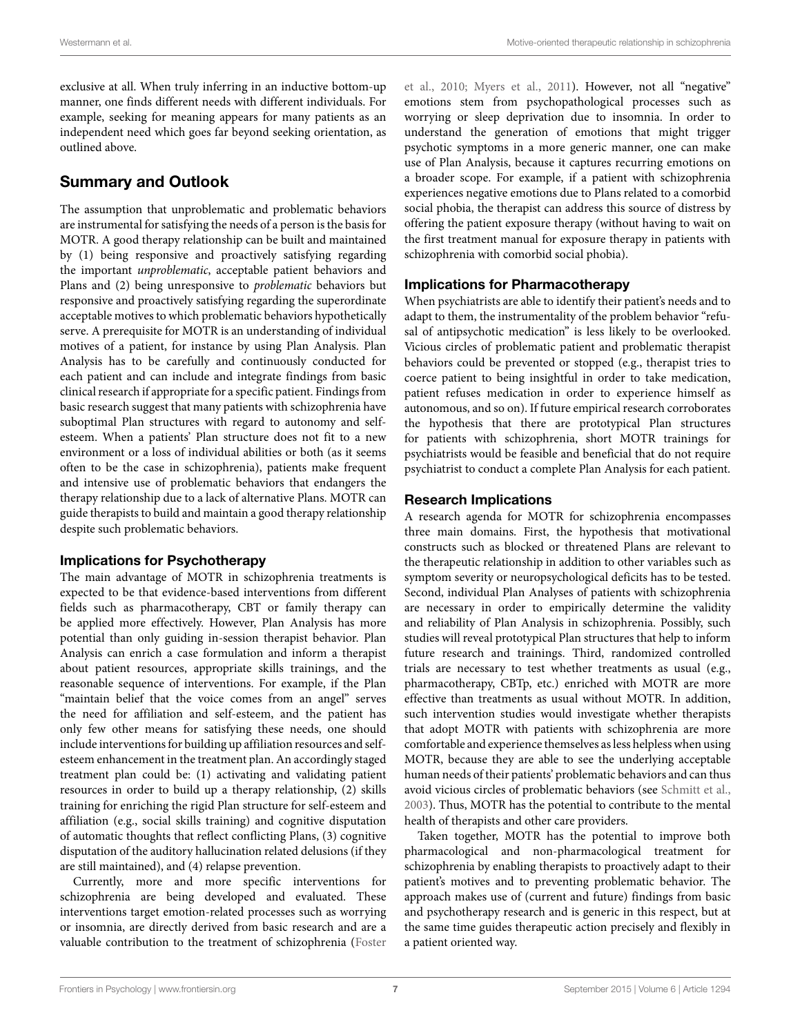exclusive at all. When truly inferring in an inductive bottom-up manner, one finds different needs with different individuals. For example, seeking for meaning appears for many patients as an independent need which goes far beyond seeking orientation, as outlined above.

## Summary and Outlook

The assumption that unproblematic and problematic behaviors are instrumental for satisfying the needs of a person is the basis for MOTR. A good therapy relationship can be built and maintained by (1) being responsive and proactively satisfying regarding the important *unproblematic*, acceptable patient behaviors and Plans and (2) being unresponsive to *problematic* behaviors but responsive and proactively satisfying regarding the superordinate acceptable motives to which problematic behaviors hypothetically serve. A prerequisite for MOTR is an understanding of individual motives of a patient, for instance by using Plan Analysis. Plan Analysis has to be carefully and continuously conducted for each patient and can include and integrate findings from basic clinical research if appropriate for a specific patient. Findings from basic research suggest that many patients with schizophrenia have suboptimal Plan structures with regard to autonomy and self-esteem. When a patients' Plan structure does not fit to a new environment or a loss of individual abilities or both (as it seems often to be the case in schizophrenia), patients make frequent and intensive use of problematic behaviors that endangers the therapy relationship due to a lack of alternative Plans. MOTR can guide therapists to build and maintain a good therapy relationship despite such problematic behaviors.

### Implications for Psychotherapy

The main advantage of MOTR in schizophrenia treatments is expected to be that evidence-based interventions from different fields such as pharmacotherapy, CBT or family therapy can be applied more effectively. However, Plan Analysis has more potential than only guiding in-session therapist behavior. Plan Analysis can enrich a case formulation and inform a therapist about patient resources, appropriate skills trainings, and the reasonable sequence of interventions. For example, if the Plan "maintain belief that the voice comes from an angel" serves the need for affiliation and self-esteem, and the patient has only few other means for satisfying these needs, one should include interventions for building up affiliation resources and self-esteem enhancement in the treatment plan. An accordingly staged treatment plan could be: (1) activating and validating patient resources in order to build up a therapy relationship, (2) skills training for enriching the rigid Plan structure for self-esteem and affiliation (e.g., social skills training) and cognitive disputation of automatic thoughts that reflect conflicting Plans, (3) cognitive disputation of the auditory hallucination related delusions (if they are still maintained), and (4) relapse prevention.

Currently, more and more specific interventions for schizophrenia are being developed and evaluated. These interventions target emotion-related processes such as worrying or insomnia, are directly derived from basic research and are a valuable contribution to the treatment of schizophrenia (Foster et al., 2010; Myers et al., 2011). However, not all "negative" emotions stem from psychopathological processes such as worrying or sleep deprivation due to insomnia. In order to understand the generation of emotions that might trigger psychotic symptoms in a more generic manner, one can make use of Plan Analysis, because it captures recurring emotions on a broader scope. For example, if a patient with schizophrenia experiences negative emotions due to Plans related to a comorbid social phobia, the therapist can address this source of distress by offering the patient exposure therapy (without having to wait on the first treatment manual for exposure therapy in patients with schizophrenia with comorbid social phobia).

### Implications for Pharmacotherapy

When psychiatrists are able to identify their patient's needs and to adapt to them, the instrumentality of the problem behavior "refusal of antipsychotic medication" is less likely to be overlooked. Vicious circles of problematic patient and problematic therapist behaviors could be prevented or stopped (e.g., therapist tries to coerce patient to being insightful in order to take medication, patient refuses medication in order to experience himself as autonomous, and so on). If future empirical research corroborates the hypothesis that there are prototypical Plan structures for patients with schizophrenia, short MOTR trainings for psychiatrists would be feasible and beneficial that do not require psychiatrist to conduct a complete Plan Analysis for each patient.

### Research Implications

A research agenda for MOTR for schizophrenia encompasses three main domains. First, the hypothesis that motivational constructs such as blocked or threatened Plans are relevant to the therapeutic relationship in addition to other variables such as symptom severity or neuropsychological deficits has to be tested. Second, individual Plan Analyses of patients with schizophrenia are necessary in order to empirically determine the validity and reliability of Plan Analysis in schizophrenia. Possibly, such studies will reveal prototypical Plan structures that help to inform future research and trainings. Third, randomized controlled trials are necessary to test whether treatments as usual (e.g., pharmacotherapy, CBTp, etc.) enriched with MOTR are more effective than treatments as usual without MOTR. In addition, such intervention studies would investigate whether therapists that adopt MOTR with patients with schizophrenia are more comfortable and experience themselves as less helpless when using MOTR, because they are able to see the underlying acceptable human needs of their patients' problematic behaviors and can thus avoid vicious circles of problematic behaviors (see Schmitt et al., 2003). Thus, MOTR has the potential to contribute to the mental health of therapists and other care providers.

Taken together, MOTR has the potential to improve both pharmacological and non-pharmacological treatment for schizophrenia by enabling therapists to proactively adapt to their patient's motives and to preventing problematic behavior. The approach makes use of (current and future) findings from basic and psychotherapy research and is generic in this respect, but at the same time guides therapeutic action precisely and flexibly in a patient oriented way.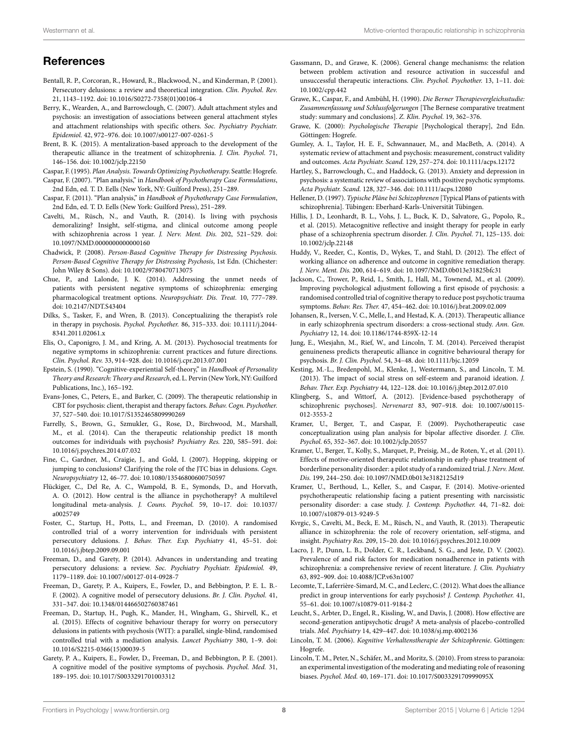## References

Bentall, R. P., Corcoran, R., Howard, R., Blackwood, N., and Kinderman, P. (2001). Persecutory delusions: a review and theoretical integration. *Clin. Psychol. Rev.* 21, 1143–1192. doi: 10.1016/S0272-7358(01)00106-4

Berry, K., Wearden, A., and Barrowclough, C. (2007). Adult attachment styles and psychosis: an investigation of associations between general attachment styles and attachment relationships with specific others. *Soc. Psychiatry Psychiatr. Epidemiol.* 42, 972–976. doi: 10.1007/s00127-007-0261-5

Brent, B. K. (2015). A mentalization-based approach to the development of the therapeutic alliance in the treatment of schizophrenia. *J. Clin. Psychol.* 71, 146–156. doi: 10.1002/jclp.22150

Caspar, F. (1995). *Plan Analysis. Towards Optimizing Psychotherapy.* Seattle: Hogrefe.

Caspar, F. (2007). "Plan analysis," in *Handbook of Psychotherapy Case Formulations*, 2nd Edn, ed. T. D. Eells (New York, NY: Guilford Press), 251–289.

Caspar, F. (2011). "Plan analysis," in *Handbook of Psychotherapy Case Formulation*, 2nd Edn, ed. T. D. Eells (New York: Guilford Press), 251–289.

Cavelti, M., Rüsch, N., and Vauth, R. (2014). Is living with psychosis demoralizing? Insight, self-stigma, and clinical outcome among people with schizophrenia across 1 year. *J. Nerv. Ment. Dis.* 202, 521–529. doi: 10.1097/NMD.0000000000000160

Chadwick, P. (2008). *Person-Based Cognitive Therapy for Distressing Psychosis. Person-Based Cognitive Therapy for Distressing Psychosis*, 1st Edn. (Chichester: John Wiley & Sons). doi: 10.1002/9780470713075

Chue, P., and Lalonde, J. K. (2014). Addressing the unmet needs of patients with persistent negative symptoms of schizophrenia: emerging pharmacological treatment options. *Neuropsychiatr. Dis. Treat.* 10, 777–789. doi: 10.2147/NDT.S43404

Dilks, S., Tasker, F., and Wren, B. (2013). Conceptualizing the therapist's role in therapy in psychosis. *Psychol. Psychother.* 86, 315–333. doi: 10.1111/j.2044-8341.2011.02061.x

Elis, O., Caponigro, J. M., and Kring, A. M. (2013). Psychosocial treatments for negative symptoms in schizophrenia: current practices and future directions. *Clin. Psychol. Rev.* 33, 914–928. doi: 10.1016/j.cpr.2013.07.001

Epstein, S. (1990). "Cognitive-experiential Self-theory," in *Handbook of Personality Theory and Research: Theory and Research*, ed. L. Pervin (New York, NY: Guilford Publications, Inc.), 165–192.

Evans-Jones, C., Peters, E., and Barker, C. (2009). The therapeutic relationship in CBT for psychosis: client, therapist and therapy factors. *Behav. Cogn. Psychother.* 37, 527–540. doi: 10.1017/S1352465809990269

Farrelly, S., Brown, G., Szmukler, G., Rose, D., Birchwood, M., Marshall, M., et al. (2014). Can the therapeutic relationship predict 18 month outcomes for individuals with psychosis? *Psychiatry Res.* 220, 585–591. doi: 10.1016/j.psychres.2014.07.032

Fine, C., Gardner, M., Craigie, J., and Gold, I. (2007). Hopping, skipping or jumping to conclusions? Clarifying the role of the JTC bias in delusions. *Cogn. Neuropsychiatry* 12, 46–77. doi: 10.1080/13546800600750597

Flückiger, C., Del Re, A. C., Wampold, B. E., Symonds, D., and Horvath, A. O. (2012). How central is the alliance in psychotherapy? A multilevel longitudinal meta-analysis. *J. Couns. Psychol.* 59, 10–17. doi: 10.1037/a0025749

Foster, C., Startup, H., Potts, L., and Freeman, D. (2010). A randomised controlled trial of a worry intervention for individuals with persistent persecutory delusions. *J. Behav. Ther. Exp. Psychiatry* 41, 45–51. doi: 10.1016/j.jbtep.2009.09.001

Freeman, D., and Garety, P. (2014). Advances in understanding and treating persecutory delusions: a review. *Soc. Psychiatry Psychiatr. Epidemiol.* 49, 1179–1189. doi: 10.1007/s00127-014-0928-7

Freeman, D., Garety, P. A., Kuipers, E., Fowler, D., and Bebbington, P. E. L. B.-F. (2002). A cognitive model of persecutory delusions. *Br. J. Clin. Psychol.* 41, 331–347. doi: 10.1348/014466502760387461

Freeman, D., Startup, H., Pugh, K., Mander, H., Wingham, G., Shirvell, K., et al. (2015). Effects of cognitive behaviour therapy for worry on persecutory delusions in patients with psychosis (WIT): a parallel, single-blind, randomised controlled trial with a mediation analysis. *Lancet Psychiatry* 380, 1–9. doi: 10.1016/S2215-0366(15)00039-5

Garety, P. A., Kuipers, E., Fowler, D., Freeman, D., and Bebbington, P. E. (2001). A cognitive model of the positive symptoms of psychosis. *Psychol. Med.* 31, 189–195. doi: 10.1017/S0033291701003312

Gassmann, D., and Grawe, K. (2006). General change mechanisms: the relation between problem activation and resource activation in successful and unsuccessful therapeutic interactions. *Clin. Psychol. Psychother.* 13, 1–11. doi: 10.1002/cpp.442

Grawe, K., Caspar, F., and Ambühl, H. (1990). *Die Berner Therapievergleichsstudie: Zusammenfassung und Schlussfolgerungen* [The Bernese comparative treatment study: summary and conclusions]. *Z. Klin. Psychol.* 19, 362–376.

Grawe, K. (2000): *Psychologische Therapie* [Psychological therapy], 2nd Edn. Göttingen: Hogrefe.

Gumley, A. I., Taylor, H. E. F., Schwannauer, M., and MacBeth, A. (2014). A systematic review of attachment and psychosis: measurement, construct validity and outcomes. *Acta Psychiatr. Scand.* 129, 257–274. doi: 10.1111/acps.12172

Hartley, S., Barrowclough, C., and Haddock, G. (2013). Anxiety and depression in psychosis: a systematic review of associations with positive psychotic symptoms. *Acta Psychiatr. Scand.* 128, 327–346. doi: 10.1111/acps.12080

Hellener, D. (1997). *Typische Pläne bei Schizophrenen* [Typical Plans of patients with schizophrenia]. Tübingen: Eberhard-Karls-Universität Tübingen.

Hillis, J. D., Leonhardt, B. L., Vohs, J. L., Buck, K. D., Salvatore, G., Popolo, R., et al. (2015). Metacognitive reflective and insight therapy for people in early phase of a schizophrenia spectrum disorder. *J. Clin. Psychol.* 71, 125–135. doi: 10.1002/jclp.22148

Huddy, V., Reeder, C., Kontis, D., Wykes, T., and Stahl, D. (2012). The effect of working alliance on adherence and outcome in cognitive remediation therapy. *J. Nerv. Ment. Dis.* 200, 614–619. doi: 10.1097/NMD.0b013e31825bfc31

Jackson, C., Trower, P., Reid, I., Smith, J., Hall, M., Townend, M., et al. (2009). Improving psychological adjustment following a first episode of psychosis: a randomised controlled trial of cognitive therapy to reduce post psychotic trauma symptoms. *Behav. Res. Ther.* 47, 454–462. doi: 10.1016/j.brat.2009.02.009

Johansen, R., Iversen, V. C., Melle, I., and Hestad, K. A. (2013). Therapeutic alliance in early schizophrenia spectrum disorders: a cross-sectional study. *Ann. Gen. Psychiatry* 12, 14. doi: 10.1186/1744-859X-12-14

Jung, E., Wiesjahn, M., Rief, W., and Lincoln, T. M. (2014). Perceived therapist genuineness predicts therapeutic alliance in cognitive behavioural therapy for psychosis. *Br. J. Clin. Psychol.* 54, 34–48. doi: 10.1111/bjc.12059

Kesting, M.-L., Bredenpohl, M., Klenke, J., Westermann, S., and Lincoln, T. M. (2013). The impact of social stress on self-esteem and paranoid ideation. *J. Behav. Ther. Exp. Psychiatry* 44, 122–128. doi: 10.1016/j.jbtep.2012.07.010

Klingberg, S., and Wittorf, A. (2012). [Evidence-based psychotherapy of schizophrenic psychoses]. *Nervenarzt* 83, 907–918. doi: 10.1007/s00115-012-3553-2

Kramer, U., Berger, T., and Caspar, F. (2009). Psychotherapeutic case conceptualization using plan analysis for bipolar affective disorder. *J. Clin. Psychol.* 65, 352–367. doi: 10.1002/jclp.20557

Kramer, U., Berger, T., Kolly, S., Marquet, P., Preisig, M., de Roten, Y., et al. (2011). Effects of motive-oriented therapeutic relationship in early-phase treatment of borderline personality disorder: a pilot study of a randomized trial. *J. Nerv. Ment. Dis.* 199, 244–250. doi: 10.1097/NMD.0b013e3182125d19

Kramer, U., Berthoud, L., Keller, S., and Caspar, F. (2014). Motive-oriented psychotherapeutic relationship facing a patient presenting with narcissistic personality disorder: a case study. *J. Contemp. Psychother.* 44, 71–82. doi: 10.1007/s10879-013-9249-5

Kvrgic, S., Cavelti, M., Beck, E. M., Rüsch, N., and Vauth, R. (2013). Therapeutic alliance in schizophrenia: the role of recovery orientation, self-stigma, and insight. *Psychiatry Res.* 209, 15–20. doi: 10.1016/j.psychres.2012.10.009

Lacro, J. P., Dunn, L. B., Dolder, C. R., Leckband, S. G., and Jeste, D. V. (2002). Prevalence of and risk factors for medication nonadherence in patients with schizophrenia: a comprehensive review of recent literature. *J. Clin. Psychiatry* 63, 892–909. doi: 10.4088/JCP.v63n1007

Lecomte, T., Laferrière-Simard, M. C., and Leclerc, C. (2012). What does the alliance predict in group interventions for early psychosis? *J. Contemp. Psychother.* 41, 55–61. doi: 10.1007/s10879-011-9184-2

Leucht, S., Arbter, D., Engel, R., Kissling, W., and Davis, J. (2008). How effective are second-generation antipsychotic drugs? A meta-analysis of placebo-controlled trials. *Mol. Psychiatry* 14, 429–447. doi: 10.1038/sj.mp.4002136

Lincoln, T. M. (2006). *Kognitive Verhaltenstherapie der Schizophrenie*. Göttingen: Hogrefe.

Lincoln, T. M., Peter, N., Schäfer, M., and Moritz, S. (2010). From stress to paranoia: an experimental investigation of the moderating and mediating role of reasoning biases. *Psychol. Med.* 40, 169–171. doi: 10.1017/S003329170999095X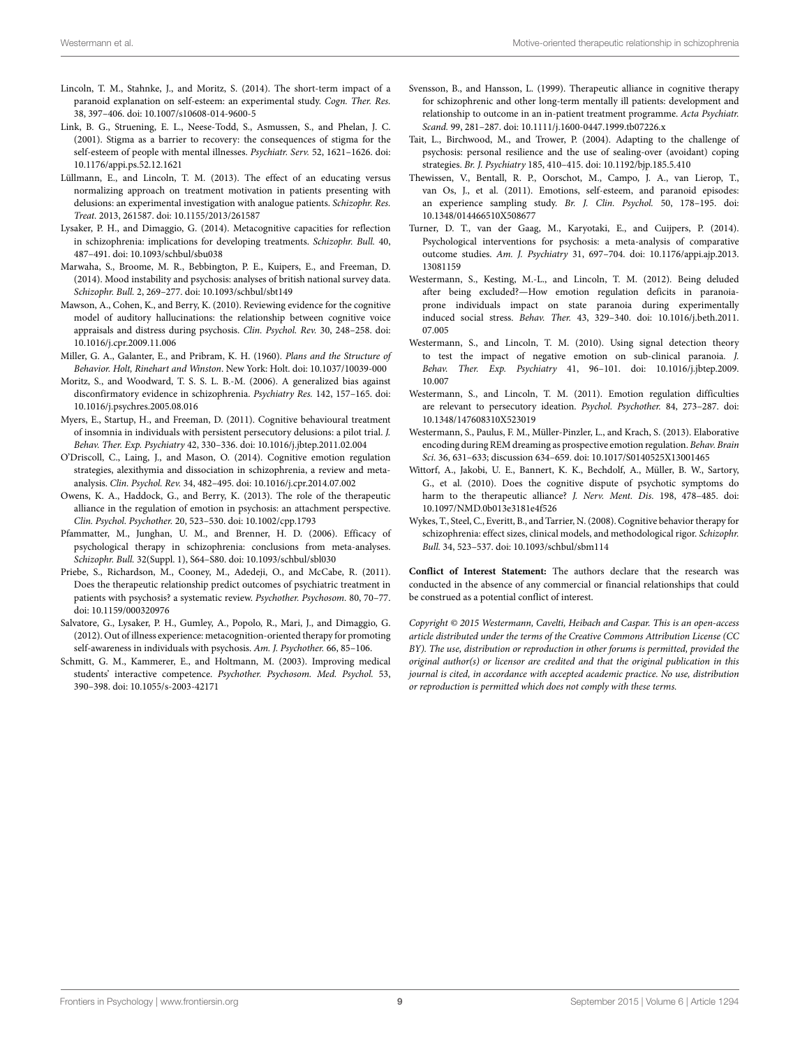Lincoln, T. M., Stahnke, J., and Moritz, S. (2014). The short-term impact of a paranoid explanation on self-esteem: an experimental study. *Cogn. Ther. Res.* 38, 397–406. doi: 10.1007/s10608-014-9600-5

Link, B. G., Struening, E. L., Neese-Todd, S., Asmussen, S., and Phelan, J. C. (2001). Stigma as a barrier to recovery: the consequences of stigma for the self-esteem of people with mental illnesses. *Psychiatr. Serv.* 52, 1621–1626. doi: 10.1176/appi.ps.52.12.1621

Lüllmann, E., and Lincoln, T. M. (2013). The effect of an educating versus normalizing approach on treatment motivation in patients presenting with delusions: an experimental investigation with analogue patients. *Schizophr. Res. Treat.* 2013, 261587. doi: 10.1155/2013/261587

Lysaker, P. H., and Dimaggio, G. (2014). Metacognitive capacities for reflection in schizophrenia: implications for developing treatments. *Schizophr. Bull.* 40, 487–491. doi: 10.1093/schbul/sbu038

Marwaha, S., Broome, M. R., Bebbington, P. E., Kuipers, E., and Freeman, D. (2014). Mood instability and psychosis: analyses of british national survey data. *Schizophr. Bull.* 2, 269–277. doi: 10.1093/schbul/sbt149

Mawson, A., Cohen, K., and Berry, K. (2010). Reviewing evidence for the cognitive model of auditory hallucinations: the relationship between cognitive voice appraisals and distress during psychosis. *Clin. Psychol. Rev.* 30, 248–258. doi: 10.1016/j.cpr.2009.11.006

Miller, G. A., Galanter, E., and Pribram, K. H. (1960). *Plans and the Structure of Behavior. Holt, Rinehart and Winston*. New York: Holt. doi: 10.1037/10039-000

Moritz, S., and Woodward, T. S. S. L. B.-M. (2006). A generalized bias against disconfirmatory evidence in schizophrenia. *Psychiatry Res.* 142, 157–165. doi: 10.1016/j.psychres.2005.08.016

Myers, E., Startup, H., and Freeman, D. (2011). Cognitive behavioural treatment of insomnia in individuals with persistent persecutory delusions: a pilot trial. *J. Behav. Ther. Exp. Psychiatry* 42, 330–336. doi: 10.1016/j.jbtep.2011.02.004

O'Driscoll, C., Laing, J., and Mason, O. (2014). Cognitive emotion regulation strategies, alexithymia and dissociation in schizophrenia, a review and meta-analysis. *Clin. Psychol. Rev.* 34, 482–495. doi: 10.1016/j.cpr.2014.07.002

Owens, K. A., Haddock, G., and Berry, K. (2013). The role of the therapeutic alliance in the regulation of emotion in psychosis: an attachment perspective. *Clin. Psychol. Psychother.* 20, 523–530. doi: 10.1002/cpp.1793

Pfammatter, M., Junghan, U. M., and Brenner, H. D. (2006). Efficacy of psychological therapy in schizophrenia: conclusions from meta-analyses. *Schizophr. Bull.* 32(Suppl. 1), S64–S80. doi: 10.1093/schbul/sbl030

Priebe, S., Richardson, M., Cooney, M., Adedeji, O., and McCabe, R. (2011). Does the therapeutic relationship predict outcomes of psychiatric treatment in patients with psychosis? a systematic review. *Psychother. Psychosom.* 80, 70–77. doi: 10.1159/000320976

Salvatore, G., Lysaker, P. H., Gumley, A., Popolo, R., Mari, J., and Dimaggio, G. (2012). Out of illness experience: metacognition-oriented therapy for promoting self-awareness in individuals with psychosis. *Am. J. Psychother.* 66, 85–106.

Schmitt, G. M., Kammerer, E., and Holtmann, M. (2003). Improving medical students' interactive competence. *Psychother. Psychosom. Med. Psychol.* 53, 390–398. doi: 10.1055/s-2003-42171

Svensson, B., and Hansson, L. (1999). Therapeutic alliance in cognitive therapy for schizophrenic and other long-term mentally ill patients: development and relationship to outcome in an in-patient treatment programme. *Acta Psychiatr. Scand.* 99, 281–287. doi: 10.1111/j.1600-0447.1999.tb07226.x

Tait, L., Birchwood, M., and Trower, P. (2004). Adapting to the challenge of psychosis: personal resilience and the use of sealing-over (avoidant) coping strategies. *Br. J. Psychiatry* 185, 410–415. doi: 10.1192/bjp.185.5.410

Thewissen, V., Bentall, R. P., Oorschot, M., Campo, J. A., van Lierop, T., van Os, J., et al. (2011). Emotions, self-esteem, and paranoid episodes: an experience sampling study. *Br. J. Clin. Psychol.* 50, 178–195. doi: 10.1348/014466510X508677

Turner, D. T., van der Gaag, M., Karyotaki, E., and Cuijpers, P. (2014). Psychological interventions for psychosis: a meta-analysis of comparative outcome studies. *Am. J. Psychiatry* 31, 697–704. doi: 10.1176/appi.ajp.2013.13081159

Westermann, S., Kesting, M.-L., and Lincoln, T. M. (2012). Being deluded after being excluded?—How emotion regulation deficits in paranoia-prone individuals impact on state paranoia during experimentally induced social stress. *Behav. Ther.* 43, 329–340. doi: 10.1016/j.beth.2011.07.005

Westermann, S., and Lincoln, T. M. (2010). Using signal detection theory to test the impact of negative emotion on sub-clinical paranoia. *J. Behav. Ther. Exp. Psychiatry* 41, 96–101. doi: 10.1016/j.jbtep.2009.10.007

Westermann, S., and Lincoln, T. M. (2011). Emotion regulation difficulties are relevant to persecutory ideation. *Psychol. Psychother.* 84, 273–287. doi: 10.1348/147608310X523019

Westermann, S., Paulus, F. M., Müller-Pinzler, L., and Krach, S. (2013). Elaborative encoding during REM dreaming as prospective emotion regulation. *Behav. Brain Sci.* 36, 631–633; discussion 634–659. doi: 10.1017/S0140525X13001465

Wittorf, A., Jakobi, U. E., Bannert, K. K., Bechdolf, A., Müller, B. W., Sartory, G., et al. (2010). Does the cognitive dispute of psychotic symptoms do harm to the therapeutic alliance? *J. Nerv. Ment. Dis.* 198, 478–485. doi: 10.1097/NMD.0b013e3181e4f526

Wykes, T., Steel, C., Everitt, B., and Tarrier, N. (2008). Cognitive behavior therapy for schizophrenia: effect sizes, clinical models, and methodological rigor. *Schizophr. Bull.* 34, 523–537. doi: 10.1093/schbul/sbm114

**Conflict of Interest Statement:** The authors declare that the research was conducted in the absence of any commercial or financial relationships that could be construed as a potential conflict of interest.

*Copyright © 2015 Westermann, Cavelti, Heibach and Caspar. This is an open-access article distributed under the terms of the Creative Commons Attribution License (CC BY). The use, distribution or reproduction in other forums is permitted, provided the original author(s) or licensor are credited and that the original publication in this journal is cited, in accordance with accepted academic practice. No use, distribution or reproduction is permitted which does not comply with these terms.*